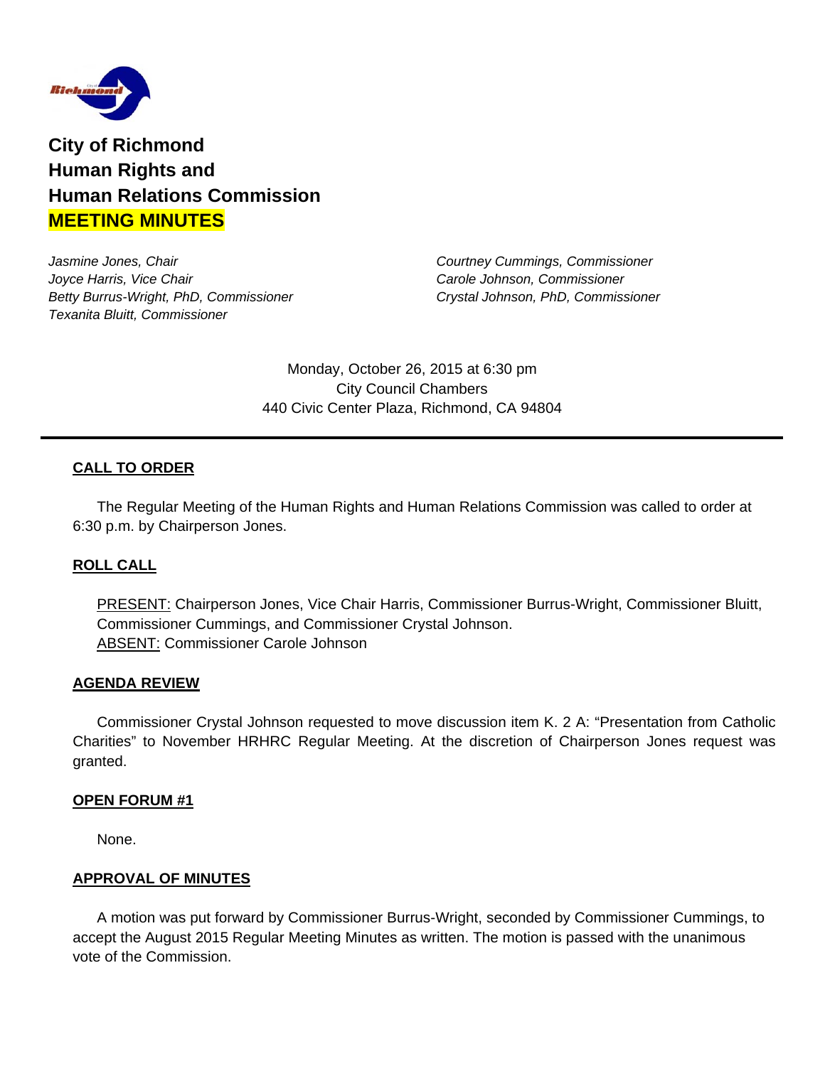# City of Richmond Human Rights and Human Relations Commission

## MEETING MINUTES

*Jasmine Jones, Chair*
*Joyce Harris, Vice Chair*
*Betty Burrus-Wright, PhD, Commissioner*
*Texanita Bluitt, Commissioner*
*Courtney Cummings, Commissioner*
*Carole Johnson, Commissioner*
*Crystal Johnson, PhD, Commissioner*

Monday, October 26, 2015 at 6:30 pm
City Council Chambers
440 Civic Center Plaza, Richmond, CA 94804

---

### CALL TO ORDER

The Regular Meeting of the Human Rights and Human Relations Commission was called to order at 6:30 p.m. by Chairperson Jones.

### ROLL CALL

PRESENT: Chairperson Jones, Vice Chair Harris, Commissioner Burrus-Wright, Commissioner Bluitt, Commissioner Cummings, and Commissioner Crystal Johnson.
ABSENT: Commissioner Carole Johnson

### AGENDA REVIEW

Commissioner Crystal Johnson requested to move discussion item K. 2 A: "Presentation from Catholic Charities" to November HRHRC Regular Meeting. At the discretion of Chairperson Jones request was granted.

### OPEN FORUM #1

None.

### APPROVAL OF MINUTES

A motion was put forward by Commissioner Burrus-Wright, seconded by Commissioner Cummings, to accept the August 2015 Regular Meeting Minutes as written. The motion is passed with the unanimous vote of the Commission.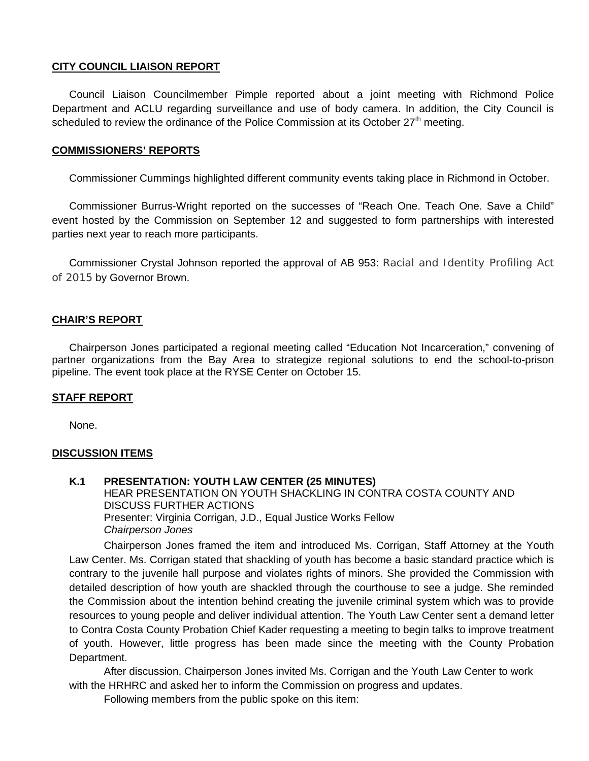**CITY COUNCIL LIAISON REPORT**

Council Liaison Councilmember Pimple reported about a joint meeting with Richmond Police Department and ACLU regarding surveillance and use of body camera. In addition, the City Council is scheduled to review the ordinance of the Police Commission at its October 27th meeting.

**COMMISSIONERS' REPORTS**

Commissioner Cummings highlighted different community events taking place in Richmond in October.

Commissioner Burrus-Wright reported on the successes of "Reach One. Teach One. Save a Child" event hosted by the Commission on September 12 and suggested to form partnerships with interested parties next year to reach more participants.

Commissioner Crystal Johnson reported the approval of AB 953: Racial and Identity Profiling Act of 2015 by Governor Brown.

**CHAIR'S REPORT**

Chairperson Jones participated a regional meeting called "Education Not Incarceration," convening of partner organizations from the Bay Area to strategize regional solutions to end the school-to-prison pipeline. The event took place at the RYSE Center on October 15.

**STAFF REPORT**

None.

**DISCUSSION ITEMS**

**K.1 PRESENTATION: YOUTH LAW CENTER (25 MINUTES)**
HEAR PRESENTATION ON YOUTH SHACKLING IN CONTRA COSTA COUNTY AND DISCUSS FURTHER ACTIONS
Presenter: Virginia Corrigan, J.D., Equal Justice Works Fellow
*Chairperson Jones*

Chairperson Jones framed the item and introduced Ms. Corrigan, Staff Attorney at the Youth Law Center. Ms. Corrigan stated that shackling of youth has become a basic standard practice which is contrary to the juvenile hall purpose and violates rights of minors. She provided the Commission with detailed description of how youth are shackled through the courthouse to see a judge. She reminded the Commission about the intention behind creating the juvenile criminal system which was to provide resources to young people and deliver individual attention. The Youth Law Center sent a demand letter to Contra Costa County Probation Chief Kader requesting a meeting to begin talks to improve treatment of youth. However, little progress has been made since the meeting with the County Probation Department.

After discussion, Chairperson Jones invited Ms. Corrigan and the Youth Law Center to work with the HRHRC and asked her to inform the Commission on progress and updates.

Following members from the public spoke on this item: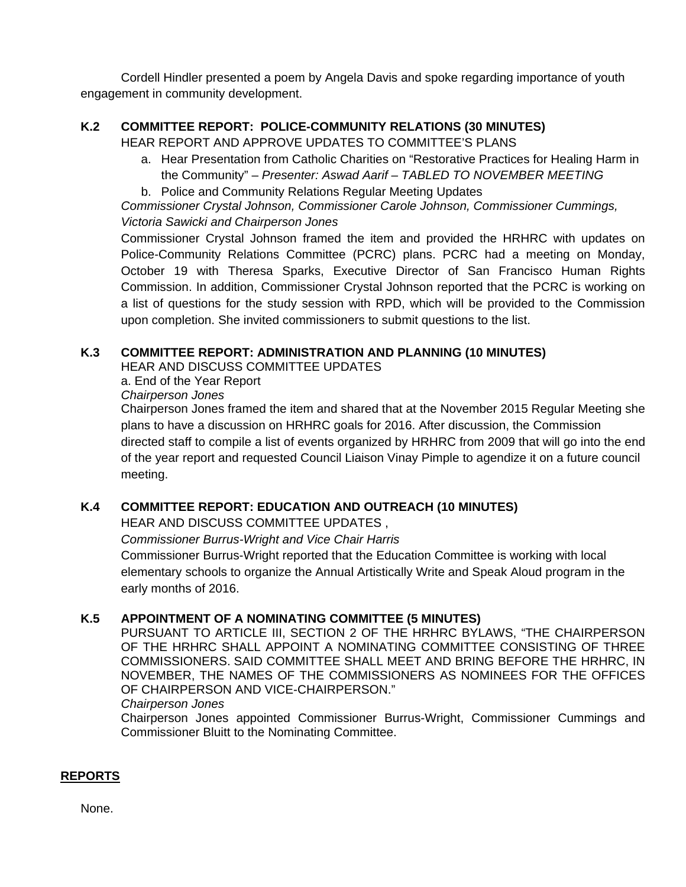Cordell Hindler presented a poem by Angela Davis and spoke regarding importance of youth engagement in community development.

### K.2 COMMITTEE REPORT: POLICE-COMMUNITY RELATIONS (30 MINUTES)

HEAR REPORT AND APPROVE UPDATES TO COMMITTEE'S PLANS

a. Hear Presentation from Catholic Charities on "Restorative Practices for Healing Harm in the Community" – *Presenter: Aswad Aarif – TABLED TO NOVEMBER MEETING*

b. Police and Community Relations Regular Meeting Updates

*Commissioner Crystal Johnson, Commissioner Carole Johnson, Commissioner Cummings, Victoria Sawicki and Chairperson Jones*

Commissioner Crystal Johnson framed the item and provided the HRHRC with updates on Police-Community Relations Committee (PCRC) plans. PCRC had a meeting on Monday, October 19 with Theresa Sparks, Executive Director of San Francisco Human Rights Commission. In addition, Commissioner Crystal Johnson reported that the PCRC is working on a list of questions for the study session with RPD, which will be provided to the Commission upon completion. She invited commissioners to submit questions to the list.

### K.3 COMMITTEE REPORT: ADMINISTRATION AND PLANNING (10 MINUTES)

HEAR AND DISCUSS COMMITTEE UPDATES

a. End of the Year Report

*Chairperson Jones*

Chairperson Jones framed the item and shared that at the November 2015 Regular Meeting she plans to have a discussion on HRHRC goals for 2016. After discussion, the Commission directed staff to compile a list of events organized by HRHRC from 2009 that will go into the end of the year report and requested Council Liaison Vinay Pimple to agendize it on a future council meeting.

### K.4 COMMITTEE REPORT: EDUCATION AND OUTREACH (10 MINUTES)

HEAR AND DISCUSS COMMITTEE UPDATES ,

*Commissioner Burrus-Wright and Vice Chair Harris*

Commissioner Burrus-Wright reported that the Education Committee is working with local elementary schools to organize the Annual Artistically Write and Speak Aloud program in the early months of 2016.

### K.5 APPOINTMENT OF A NOMINATING COMMITTEE (5 MINUTES)

PURSUANT TO ARTICLE III, SECTION 2 OF THE HRHRC BYLAWS, "THE CHAIRPERSON OF THE HRHRC SHALL APPOINT A NOMINATING COMMITTEE CONSISTING OF THREE COMMISSIONERS. SAID COMMITTEE SHALL MEET AND BRING BEFORE THE HRHRC, IN NOVEMBER, THE NAMES OF THE COMMISSIONERS AS NOMINEES FOR THE OFFICES OF CHAIRPERSON AND VICE-CHAIRPERSON."

*Chairperson Jones*

Chairperson Jones appointed Commissioner Burrus-Wright, Commissioner Cummings and Commissioner Bluitt to the Nominating Committee.

## REPORTS

None.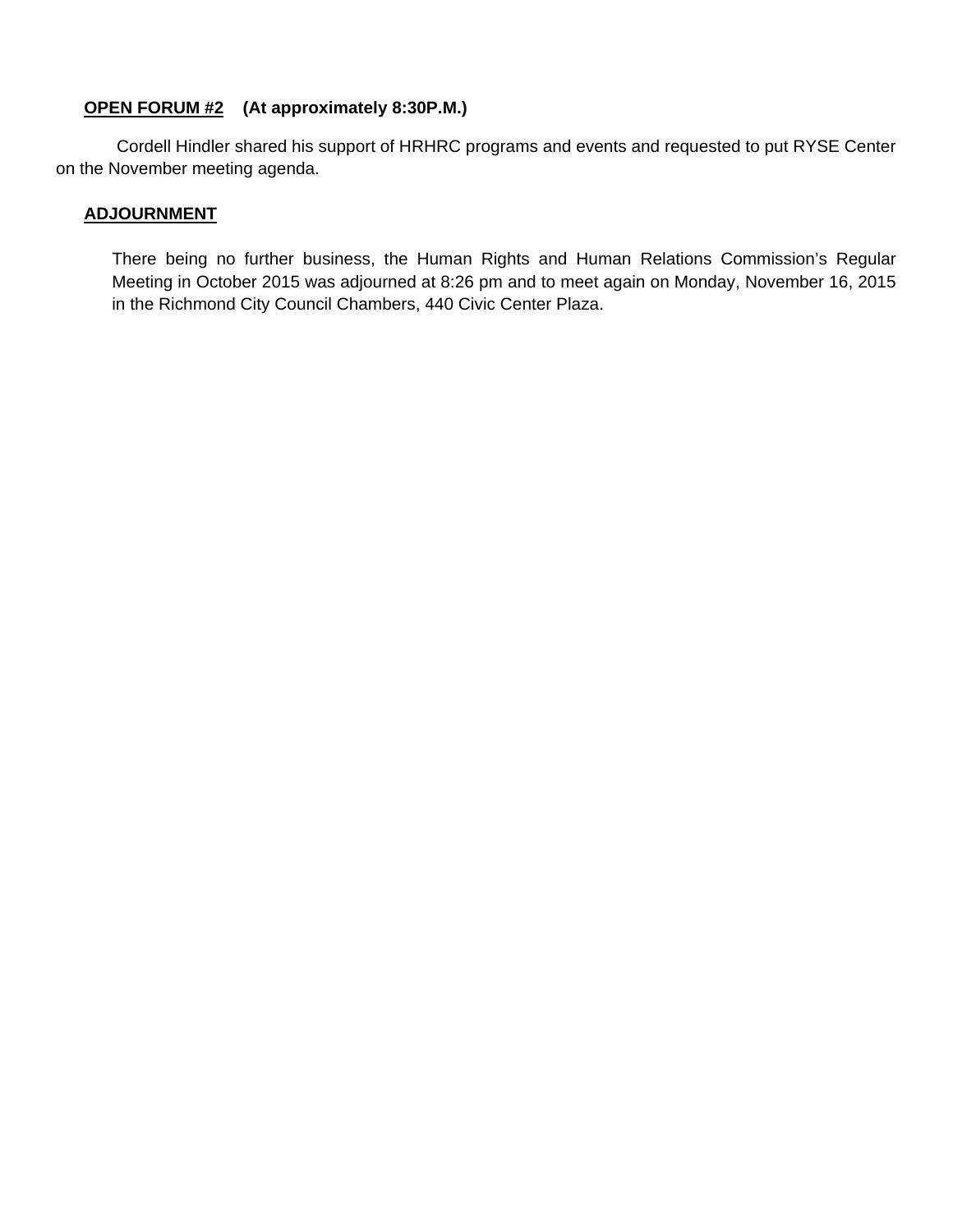**OPEN FORUM #2** **(At approximately 8:30P.M.)**

Cordell Hindler shared his support of HRHRC programs and events and requested to put RYSE Center on the November meeting agenda.

**ADJOURNMENT**

There being no further business, the Human Rights and Human Relations Commission's Regular Meeting in October 2015 was adjourned at 8:26 pm and to meet again on Monday, November 16, 2015 in the Richmond City Council Chambers, 440 Civic Center Plaza.